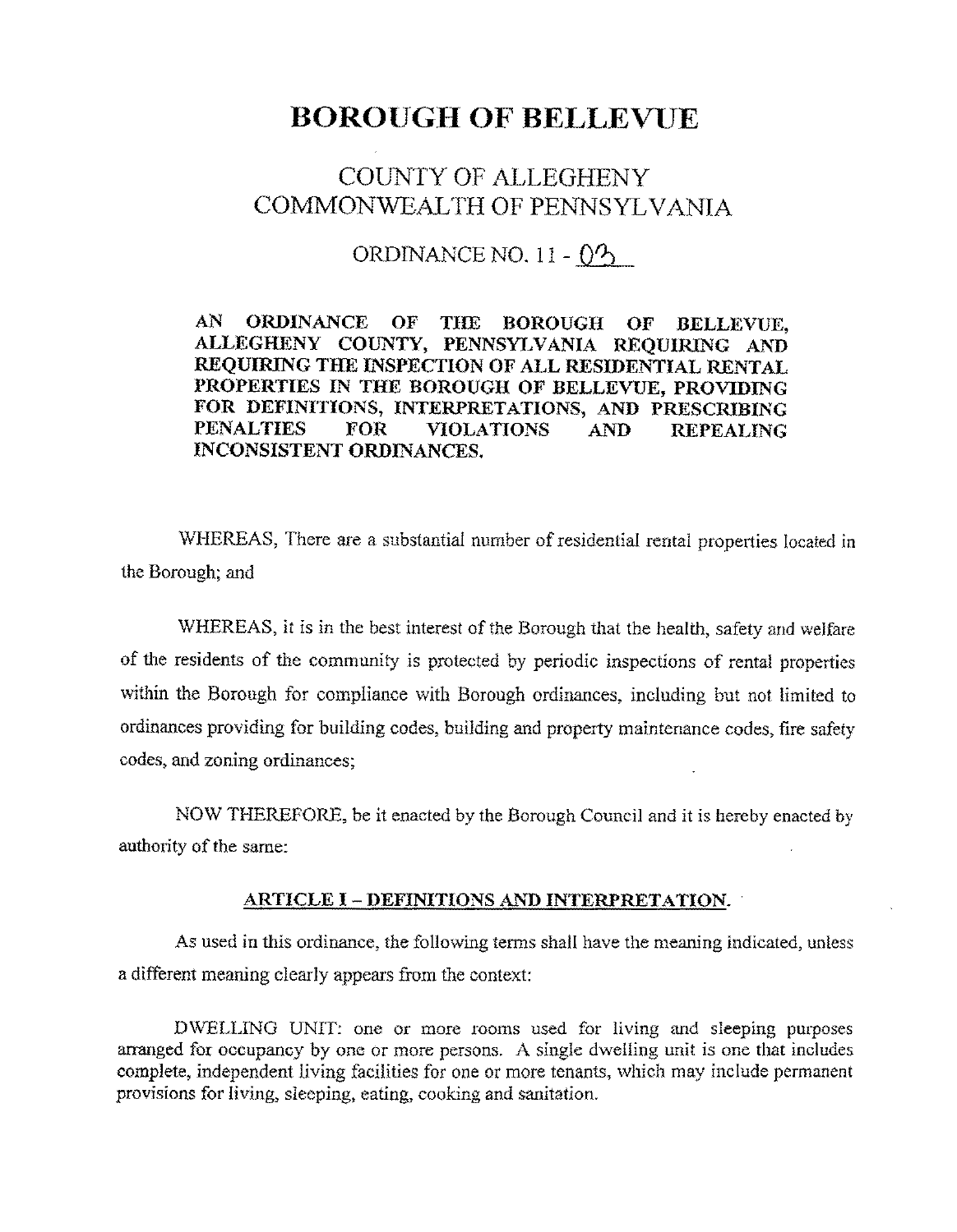# BOROUGH OF BELLEVUE

## COUNTY OF ALLEGHENY
## COMMONWEALTH OF PENNSYLVANIA

### ORDINANCE NO. 11 - 03

**AN ORDINANCE OF THE BOROUGH OF BELLEVUE, ALLEGHENY COUNTY, PENNSYLVANIA REQUIRING AND REQUIRING THE INSPECTION OF ALL RESIDENTIAL RENTAL PROPERTIES IN THE BOROUGH OF BELLEVUE, PROVIDING FOR DEFINITIONS, INTERPRETATIONS, AND PRESCRIBING PENALTIES FOR VIOLATIONS AND REPEALING INCONSISTENT ORDINANCES.**

WHEREAS, There are a substantial number of residential rental properties located in the Borough; and

WHEREAS, it is in the best interest of the Borough that the health, safety and welfare of the residents of the community is protected by periodic inspections of rental properties within the Borough for compliance with Borough ordinances, including but not limited to ordinances providing for building codes, building and property maintenance codes, fire safety codes, and zoning ordinances;

NOW THEREFORE, be it enacted by the Borough Council and it is hereby enacted by authority of the same:

**ARTICLE I – DEFINITIONS AND INTERPRETATION.**

As used in this ordinance, the following terms shall have the meaning indicated, unless a different meaning clearly appears from the context:

DWELLING UNIT: one or more rooms used for living and sleeping purposes arranged for occupancy by one or more persons. A single dwelling unit is one that includes complete, independent living facilities for one or more tenants, which may include permanent provisions for living, sleeping, eating, cooking and sanitation.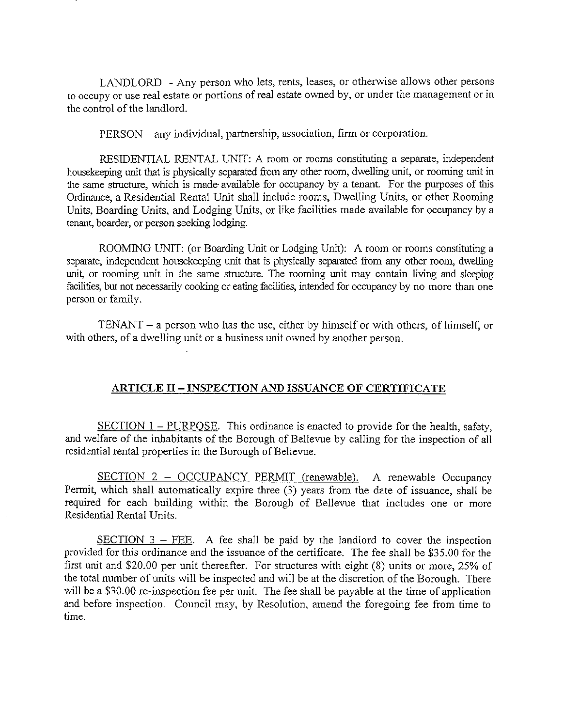LANDLORD - Any person who lets, rents, leases, or otherwise allows other persons to occupy or use real estate or portions of real estate owned by, or under the management or in the control of the landlord.

PERSON – any individual, partnership, association, firm or corporation.

RESIDENTIAL RENTAL UNIT: A room or rooms constituting a separate, independent housekeeping unit that is physically separated from any other room, dwelling unit, or rooming unit in the same structure, which is made available for occupancy by a tenant. For the purposes of this Ordinance, a Residential Rental Unit shall include rooms, Dwelling Units, or other Rooming Units, Boarding Units, and Lodging Units, or like facilities made available for occupancy by a tenant, boarder, or person seeking lodging.

ROOMING UNIT: (or Boarding Unit or Lodging Unit): A room or rooms constituting a separate, independent housekeeping unit that is physically separated from any other room, dwelling unit, or rooming unit in the same structure. The rooming unit may contain living and sleeping facilities, but not necessarily cooking or eating facilities, intended for occupancy by no more than one person or family.

TENANT – a person who has the use, either by himself or with others, of himself, or with others, of a dwelling unit or a business unit owned by another person.

## ARTICLE II – INSPECTION AND ISSUANCE OF CERTIFICATE

SECTION 1 – PURPOSE. This ordinance is enacted to provide for the health, safety, and welfare of the inhabitants of the Borough of Bellevue by calling for the inspection of all residential rental properties in the Borough of Bellevue.

SECTION 2 – OCCUPANCY PERMIT (renewable). A renewable Occupancy Permit, which shall automatically expire three (3) years from the date of issuance, shall be required for each building within the Borough of Bellevue that includes one or more Residential Rental Units.

SECTION 3 – FEE. A fee shall be paid by the landlord to cover the inspection provided for this ordinance and the issuance of the certificate. The fee shall be $35.00 for the first unit and $20.00 per unit thereafter. For structures with eight (8) units or more, 25% of the total number of units will be inspected and will be at the discretion of the Borough. There will be a $30.00 re-inspection fee per unit. The fee shall be payable at the time of application and before inspection. Council may, by Resolution, amend the foregoing fee from time to time.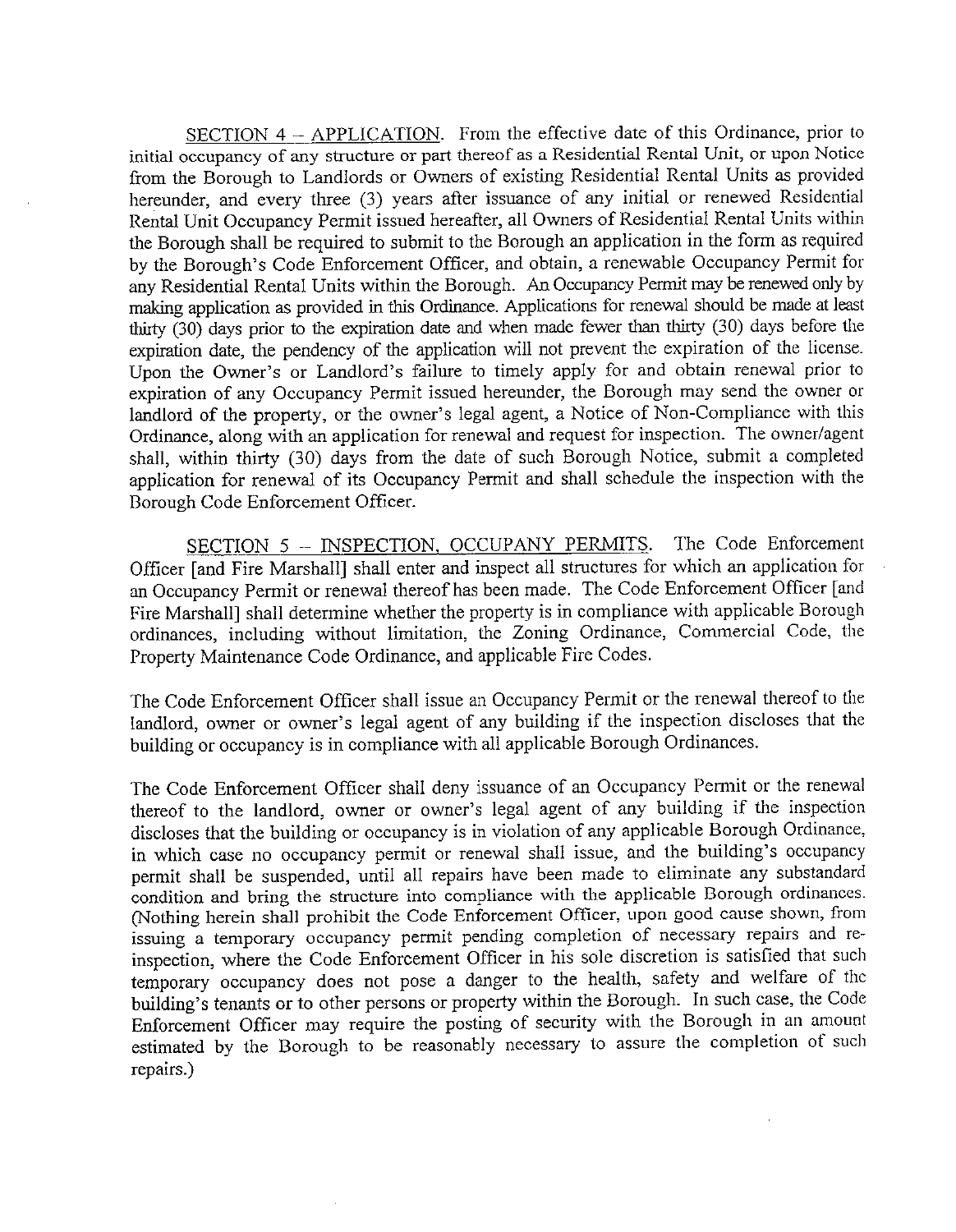SECTION 4 – APPLICATION. From the effective date of this Ordinance, prior to initial occupancy of any structure or part thereof as a Residential Rental Unit, or upon Notice from the Borough to Landlords or Owners of existing Residential Rental Units as provided hereunder, and every three (3) years after issuance of any initial or renewed Residential Rental Unit Occupancy Permit issued hereafter, all Owners of Residential Rental Units within the Borough shall be required to submit to the Borough an application in the form as required by the Borough's Code Enforcement Officer, and obtain, a renewable Occupancy Permit for any Residential Rental Units within the Borough. An Occupancy Permit may be renewed only by making application as provided in this Ordinance. Applications for renewal should be made at least thirty (30) days prior to the expiration date and when made fewer than thirty (30) days before the expiration date, the pendency of the application will not prevent the expiration of the license. Upon the Owner's or Landlord's failure to timely apply for and obtain renewal prior to expiration of any Occupancy Permit issued hereunder, the Borough may send the owner or landlord of the property, or the owner's legal agent, a Notice of Non-Compliance with this Ordinance, along with an application for renewal and request for inspection. The owner/agent shall, within thirty (30) days from the date of such Borough Notice, submit a completed application for renewal of its Occupancy Permit and shall schedule the inspection with the Borough Code Enforcement Officer.

SECTION 5 – INSPECTION, OCCUPANY PERMITS. The Code Enforcement Officer [and Fire Marshall] shall enter and inspect all structures for which an application for an Occupancy Permit or renewal thereof has been made. The Code Enforcement Officer [and Fire Marshall] shall determine whether the property is in compliance with applicable Borough ordinances, including without limitation, the Zoning Ordinance, Commercial Code, the Property Maintenance Code Ordinance, and applicable Fire Codes.

The Code Enforcement Officer shall issue an Occupancy Permit or the renewal thereof to the landlord, owner or owner's legal agent of any building if the inspection discloses that the building or occupancy is in compliance with all applicable Borough Ordinances.

The Code Enforcement Officer shall deny issuance of an Occupancy Permit or the renewal thereof to the landlord, owner or owner's legal agent of any building if the inspection discloses that the building or occupancy is in violation of any applicable Borough Ordinance, in which case no occupancy permit or renewal shall issue, and the building's occupancy permit shall be suspended, until all repairs have been made to eliminate any substandard condition and bring the structure into compliance with the applicable Borough ordinances. (Nothing herein shall prohibit the Code Enforcement Officer, upon good cause shown, from issuing a temporary occupancy permit pending completion of necessary repairs and re-inspection, where the Code Enforcement Officer in his sole discretion is satisfied that such temporary occupancy does not pose a danger to the health, safety and welfare of the building's tenants or to other persons or property within the Borough. In such case, the Code Enforcement Officer may require the posting of security with the Borough in an amount estimated by the Borough to be reasonably necessary to assure the completion of such repairs.)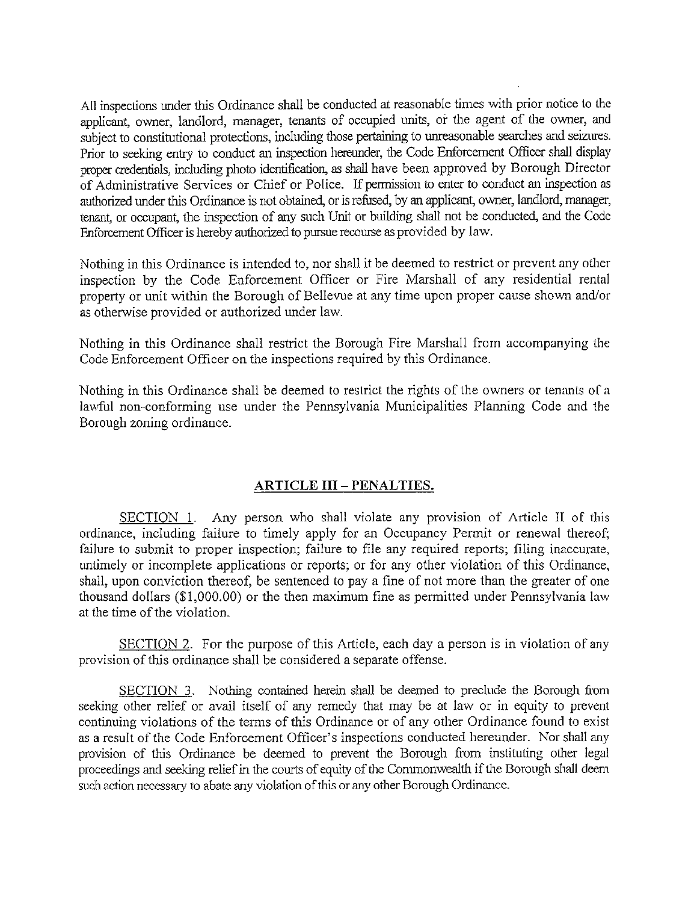All inspections under this Ordinance shall be conducted at reasonable times with prior notice to the applicant, owner, landlord, manager, tenants of occupied units, or the agent of the owner, and subject to constitutional protections, including those pertaining to unreasonable searches and seizures. Prior to seeking entry to conduct an inspection hereunder, the Code Enforcement Officer shall display proper credentials, including photo identification, as shall have been approved by Borough Director of Administrative Services or Chief or Police. If permission to enter to conduct an inspection as authorized under this Ordinance is not obtained, or is refused, by an applicant, owner, landlord, manager, tenant, or occupant, the inspection of any such Unit or building shall not be conducted, and the Code Enforcement Officer is hereby authorized to pursue recourse as provided by law.

Nothing in this Ordinance is intended to, nor shall it be deemed to restrict or prevent any other inspection by the Code Enforcement Officer or Fire Marshall of any residential rental property or unit within the Borough of Bellevue at any time upon proper cause shown and/or as otherwise provided or authorized under law.

Nothing in this Ordinance shall restrict the Borough Fire Marshall from accompanying the Code Enforcement Officer on the inspections required by this Ordinance.

Nothing in this Ordinance shall be deemed to restrict the rights of the owners or tenants of a lawful non-conforming use under the Pennsylvania Municipalities Planning Code and the Borough zoning ordinance.

## ARTICLE III – PENALTIES.

SECTION 1. Any person who shall violate any provision of Article II of this ordinance, including failure to timely apply for an Occupancy Permit or renewal thereof; failure to submit to proper inspection; failure to file any required reports; filing inaccurate, untimely or incomplete applications or reports; or for any other violation of this Ordinance, shall, upon conviction thereof, be sentenced to pay a fine of not more than the greater of one thousand dollars ($1,000.00) or the then maximum fine as permitted under Pennsylvania law at the time of the violation.

SECTION 2. For the purpose of this Article, each day a person is in violation of any provision of this ordinance shall be considered a separate offense.

SECTION 3. Nothing contained herein shall be deemed to preclude the Borough from seeking other relief or avail itself of any remedy that may be at law or in equity to prevent continuing violations of the terms of this Ordinance or of any other Ordinance found to exist as a result of the Code Enforcement Officer's inspections conducted hereunder. Nor shall any provision of this Ordinance be deemed to prevent the Borough from instituting other legal proceedings and seeking relief in the courts of equity of the Commonwealth if the Borough shall deem such action necessary to abate any violation of this or any other Borough Ordinance.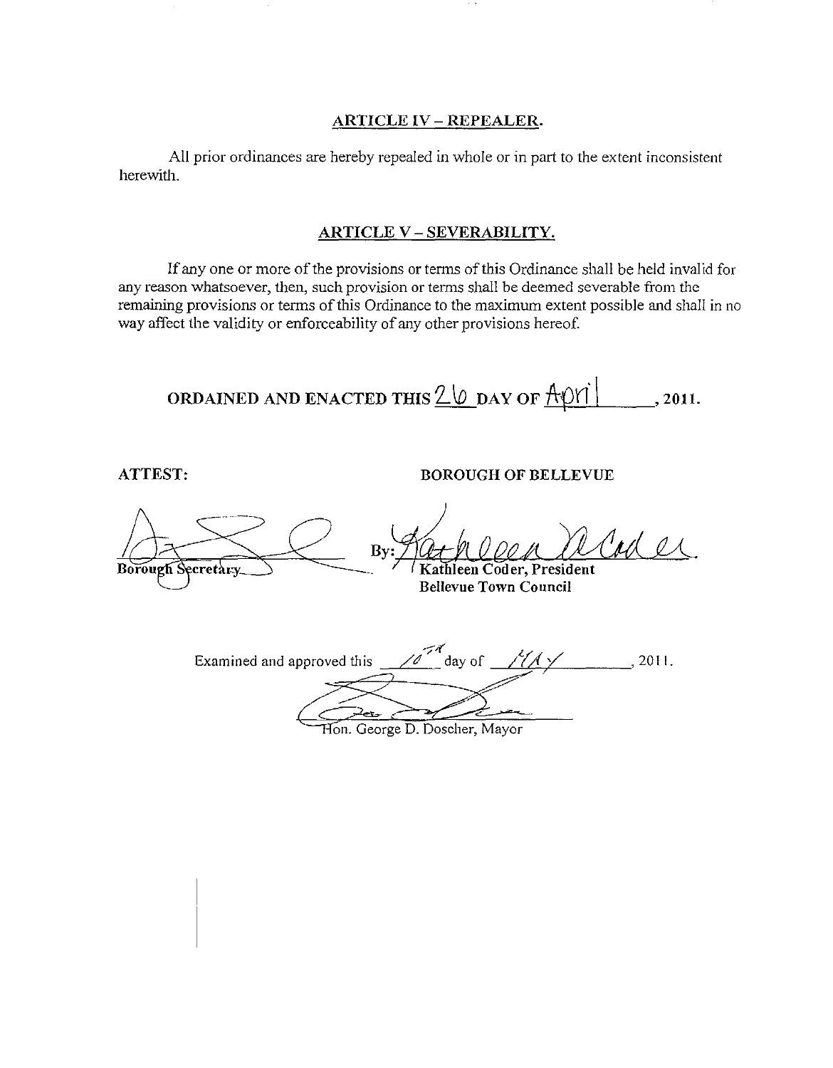## ARTICLE IV – REPEALER.

All prior ordinances are hereby repealed in whole or in part to the extent inconsistent herewith.

## ARTICLE V – SEVERABILITY.

If any one or more of the provisions or terms of this Ordinance shall be held invalid for any reason whatsoever, then, such provision or terms shall be deemed severable from the remaining provisions or terms of this Ordinance to the maximum extent possible and shall in no way affect the validity or enforceability of any other provisions hereof.

**ORDAINED AND ENACTED THIS 26 DAY OF April, 2011.**

**ATTEST:**

Borough Secretary

**BOROUGH OF BELLEVUE**

By: Kathleen Coder

**Kathleen Coder, President**
**Bellevue Town Council**

Examined and approved this 10th day of MAY, 2011.

Hon. George D. Doscher, Mayor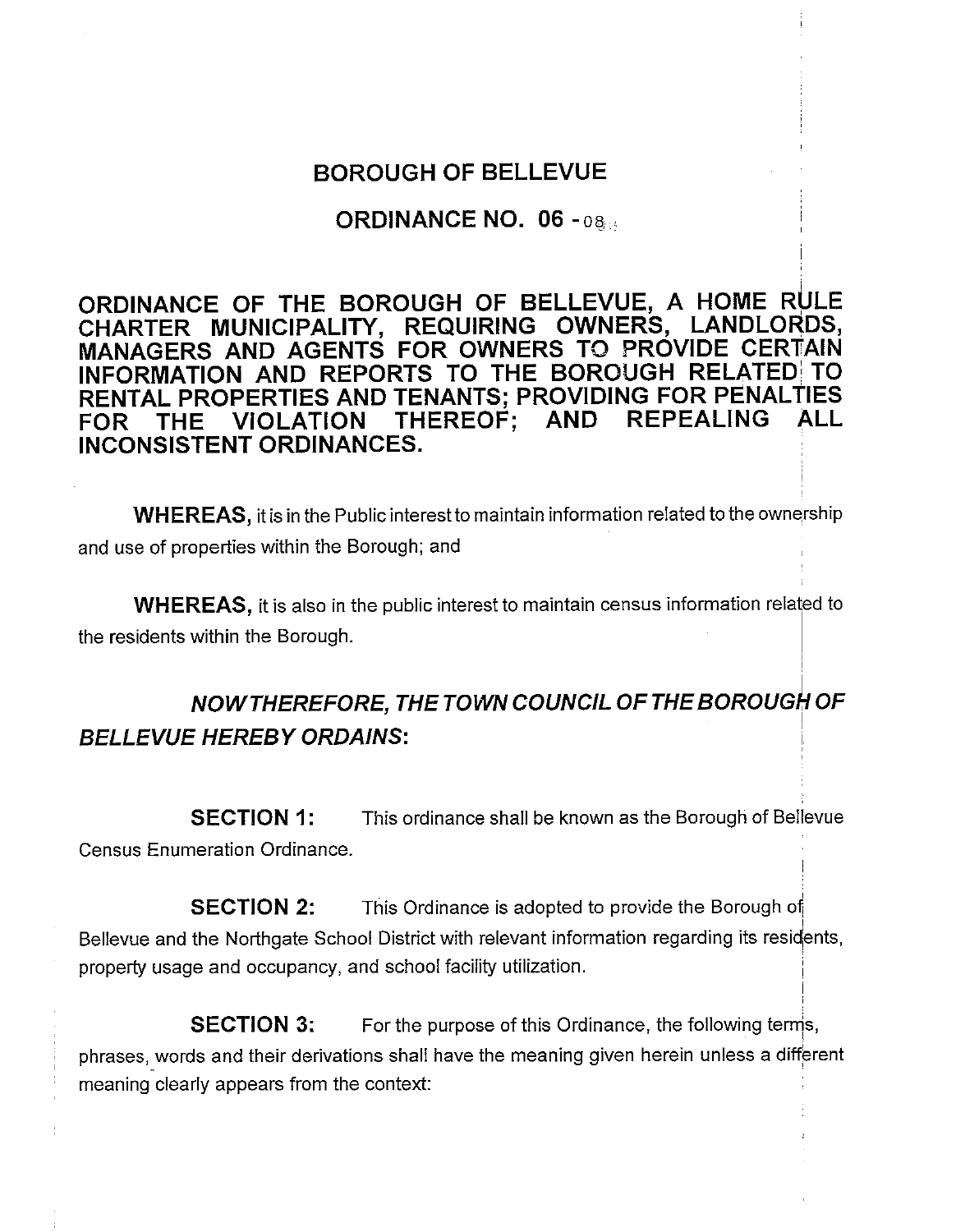# BOROUGH OF BELLEVUE

## ORDINANCE NO. 06 - 08

**ORDINANCE OF THE BOROUGH OF BELLEVUE, A HOME RULE CHARTER MUNICIPALITY, REQUIRING OWNERS, LANDLORDS, MANAGERS AND AGENTS FOR OWNERS TO PROVIDE CERTAIN INFORMATION AND REPORTS TO THE BOROUGH RELATED TO RENTAL PROPERTIES AND TENANTS; PROVIDING FOR PENALTIES FOR THE VIOLATION THEREOF; AND REPEALING ALL INCONSISTENT ORDINANCES.**

**WHEREAS,** it is in the Public interest to maintain information related to the ownership and use of properties within the Borough; and

**WHEREAS,** it is also in the public interest to maintain census information related to the residents within the Borough.

***NOW THEREFORE, THE TOWN COUNCIL OF THE BOROUGH OF BELLEVUE HEREBY ORDAINS:***

**SECTION 1:** This ordinance shall be known as the Borough of Bellevue Census Enumeration Ordinance.

**SECTION 2:** This Ordinance is adopted to provide the Borough of Bellevue and the Northgate School District with relevant information regarding its residents, property usage and occupancy, and school facility utilization.

**SECTION 3:** For the purpose of this Ordinance, the following terms, phrases, words and their derivations shall have the meaning given herein unless a different meaning clearly appears from the context: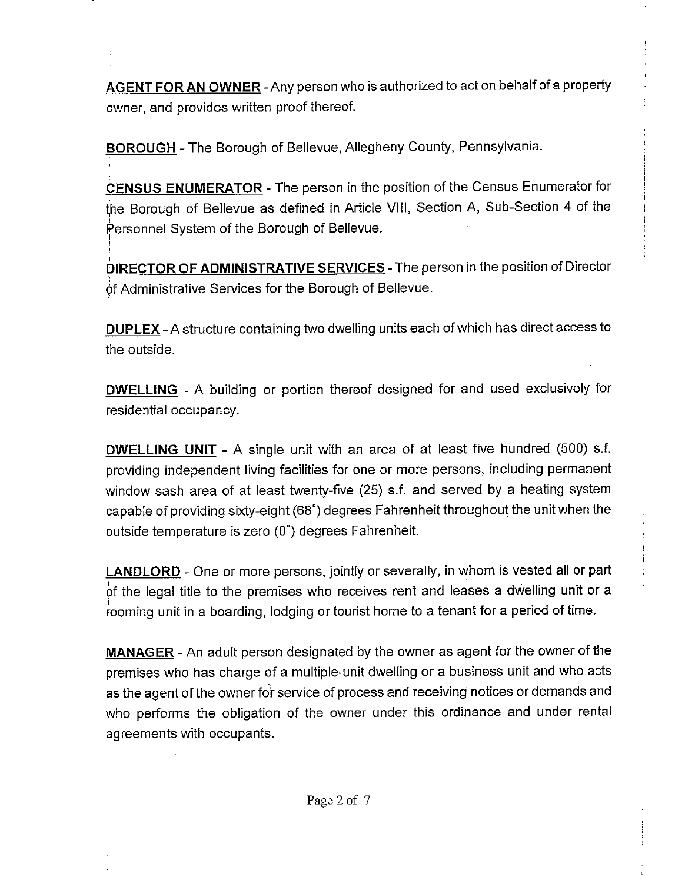**AGENT FOR AN OWNER** - Any person who is authorized to act on behalf of a property owner, and provides written proof thereof.

**BOROUGH** - The Borough of Bellevue, Allegheny County, Pennsylvania.

**CENSUS ENUMERATOR** - The person in the position of the Census Enumerator for the Borough of Bellevue as defined in Article VIII, Section A, Sub-Section 4 of the Personnel System of the Borough of Bellevue.

**DIRECTOR OF ADMINISTRATIVE SERVICES** - The person in the position of Director of Administrative Services for the Borough of Bellevue.

**DUPLEX** - A structure containing two dwelling units each of which has direct access to the outside.

**DWELLING** - A building or portion thereof designed for and used exclusively for residential occupancy.

**DWELLING UNIT** - A single unit with an area of at least five hundred (500) s.f. providing independent living facilities for one or more persons, including permanent window sash area of at least twenty-five (25) s.f. and served by a heating system capable of providing sixty-eight (68°) degrees Fahrenheit throughout the unit when the outside temperature is zero (0°) degrees Fahrenheit.

**LANDLORD** - One or more persons, jointly or severally, in whom is vested all or part of the legal title to the premises who receives rent and leases a dwelling unit or a rooming unit in a boarding, lodging or tourist home to a tenant for a period of time.

**MANAGER** - An adult person designated by the owner as agent for the owner of the premises who has charge of a multiple-unit dwelling or a business unit and who acts as the agent of the owner for service of process and receiving notices or demands and who performs the obligation of the owner under this ordinance and under rental agreements with occupants.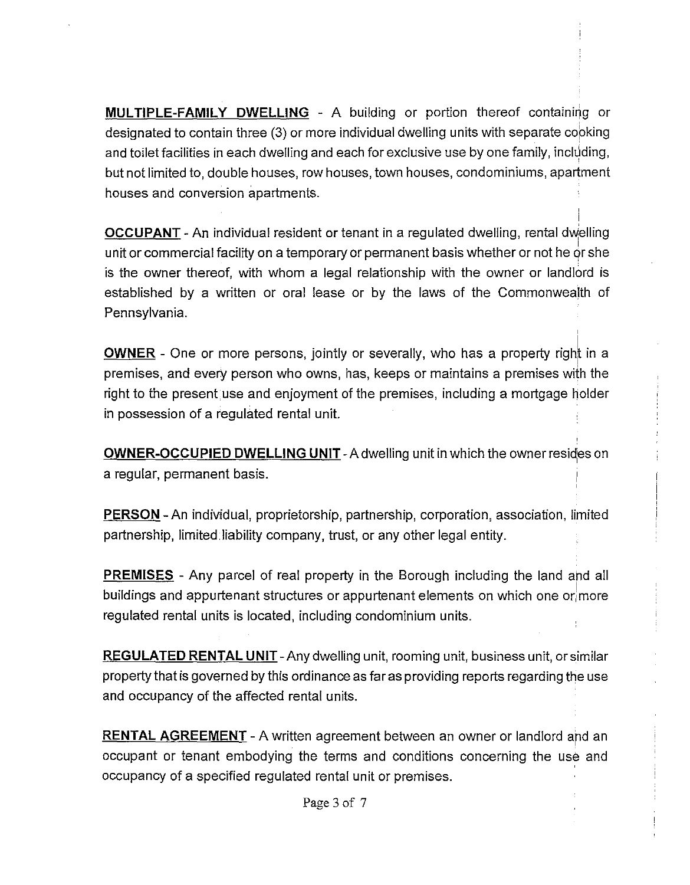**MULTIPLE-FAMILY DWELLING** - A building or portion thereof containing or designated to contain three (3) or more individual dwelling units with separate cooking and toilet facilities in each dwelling and each for exclusive use by one family, including, but not limited to, double houses, row houses, town houses, condominiums, apartment houses and conversion apartments.

**OCCUPANT** - An individual resident or tenant in a regulated dwelling, rental dwelling unit or commercial facility on a temporary or permanent basis whether or not he or she is the owner thereof, with whom a legal relationship with the owner or landlord is established by a written or oral lease or by the laws of the Commonwealth of Pennsylvania.

**OWNER** - One or more persons, jointly or severally, who has a property right in a premises, and every person who owns, has, keeps or maintains a premises with the right to the present use and enjoyment of the premises, including a mortgage holder in possession of a regulated rental unit.

**OWNER-OCCUPIED DWELLING UNIT** - A dwelling unit in which the owner resides on a regular, permanent basis.

**PERSON** - An individual, proprietorship, partnership, corporation, association, limited partnership, limited liability company, trust, or any other legal entity.

**PREMISES** - Any parcel of real property in the Borough including the land and all buildings and appurtenant structures or appurtenant elements on which one or more regulated rental units is located, including condominium units.

**REGULATED RENTAL UNIT** - Any dwelling unit, rooming unit, business unit, or similar property that is governed by this ordinance as far as providing reports regarding the use and occupancy of the affected rental units.

**RENTAL AGREEMENT** - A written agreement between an owner or landlord and an occupant or tenant embodying the terms and conditions concerning the use and occupancy of a specified regulated rental unit or premises.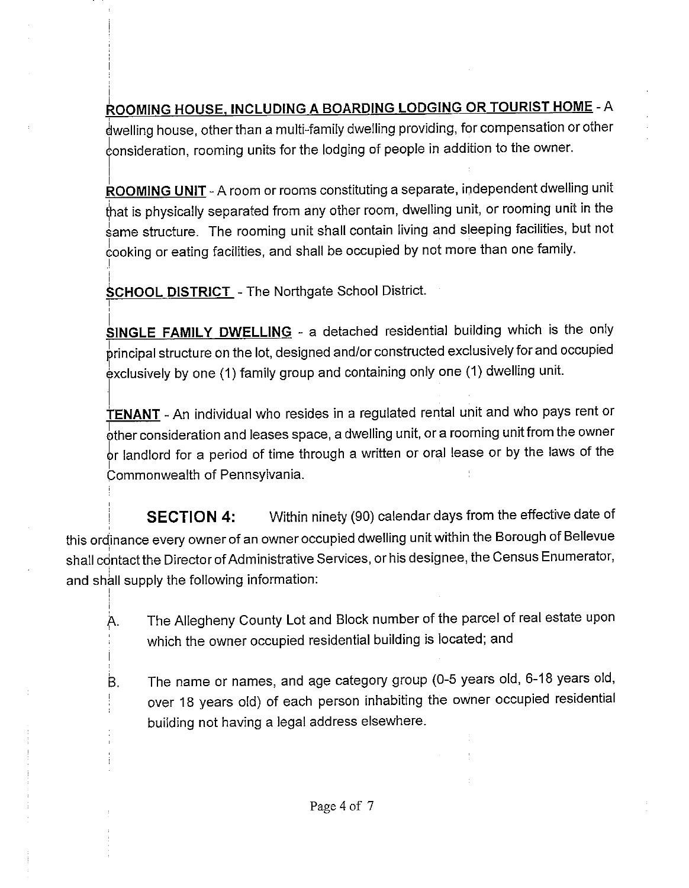**<u>ROOMING HOUSE, INCLUDING A BOARDING LODGING OR TOURIST HOME</u>** - A dwelling house, other than a multi-family dwelling providing, for compensation or other consideration, rooming units for the lodging of people in addition to the owner.

**<u>ROOMING UNIT</u>** - A room or rooms constituting a separate, independent dwelling unit that is physically separated from any other room, dwelling unit, or rooming unit in the same structure. The rooming unit shall contain living and sleeping facilities, but not cooking or eating facilities, and shall be occupied by not more than one family.

**<u>SCHOOL DISTRICT</u>** - The Northgate School District.

**<u>SINGLE FAMILY DWELLING</u>** - a detached residential building which is the only principal structure on the lot, designed and/or constructed exclusively for and occupied exclusively by one (1) family group and containing only one (1) dwelling unit.

**<u>TENANT</u>** - An individual who resides in a regulated rental unit and who pays rent or other consideration and leases space, a dwelling unit, or a rooming unit from the owner or landlord for a period of time through a written or oral lease or by the laws of the Commonwealth of Pennsylvania.

**SECTION 4:** Within ninety (90) calendar days from the effective date of this ordinance every owner of an owner occupied dwelling unit within the Borough of Bellevue shall contact the Director of Administrative Services, or his designee, the Census Enumerator, and shall supply the following information:

A. The Allegheny County Lot and Block number of the parcel of real estate upon which the owner occupied residential building is located; and

B. The name or names, and age category group (0-5 years old, 6-18 years old, over 18 years old) of each person inhabiting the owner occupied residential building not having a legal address elsewhere.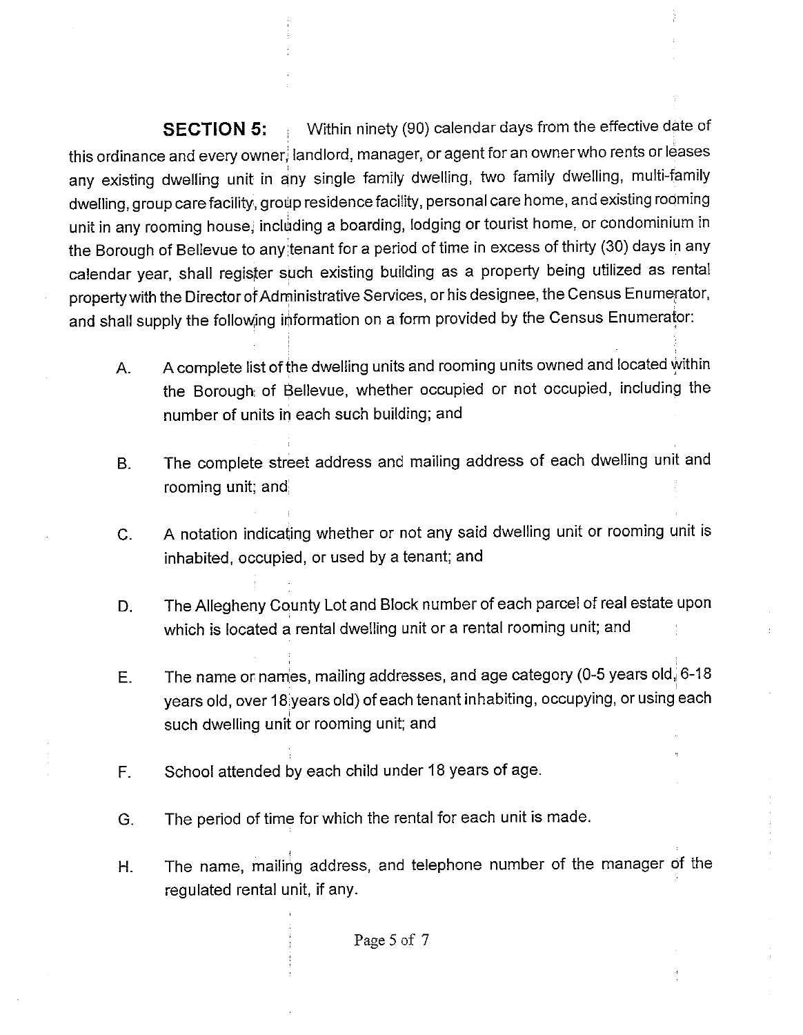**SECTION 5:** Within ninety (90) calendar days from the effective date of this ordinance and every owner, landlord, manager, or agent for an owner who rents or leases any existing dwelling unit in any single family dwelling, two family dwelling, multi-family dwelling, group care facility, group residence facility, personal care home, and existing rooming unit in any rooming house, including a boarding, lodging or tourist home, or condominium in the Borough of Bellevue to any tenant for a period of time in excess of thirty (30) days in any calendar year, shall register such existing building as a property being utilized as rental property with the Director of Administrative Services, or his designee, the Census Enumerator, and shall supply the following information on a form provided by the Census Enumerator:

A. A complete list of the dwelling units and rooming units owned and located within the Borough of Bellevue, whether occupied or not occupied, including the number of units in each such building; and

B. The complete street address and mailing address of each dwelling unit and rooming unit; and

C. A notation indicating whether or not any said dwelling unit or rooming unit is inhabited, occupied, or used by a tenant; and

D. The Allegheny County Lot and Block number of each parcel of real estate upon which is located a rental dwelling unit or a rental rooming unit; and

E. The name or names, mailing addresses, and age category (0-5 years old, 6-18 years old, over 18 years old) of each tenant inhabiting, occupying, or using each such dwelling unit or rooming unit; and

F. School attended by each child under 18 years of age.

G. The period of time for which the rental for each unit is made.

H. The name, mailing address, and telephone number of the manager of the regulated rental unit, if any.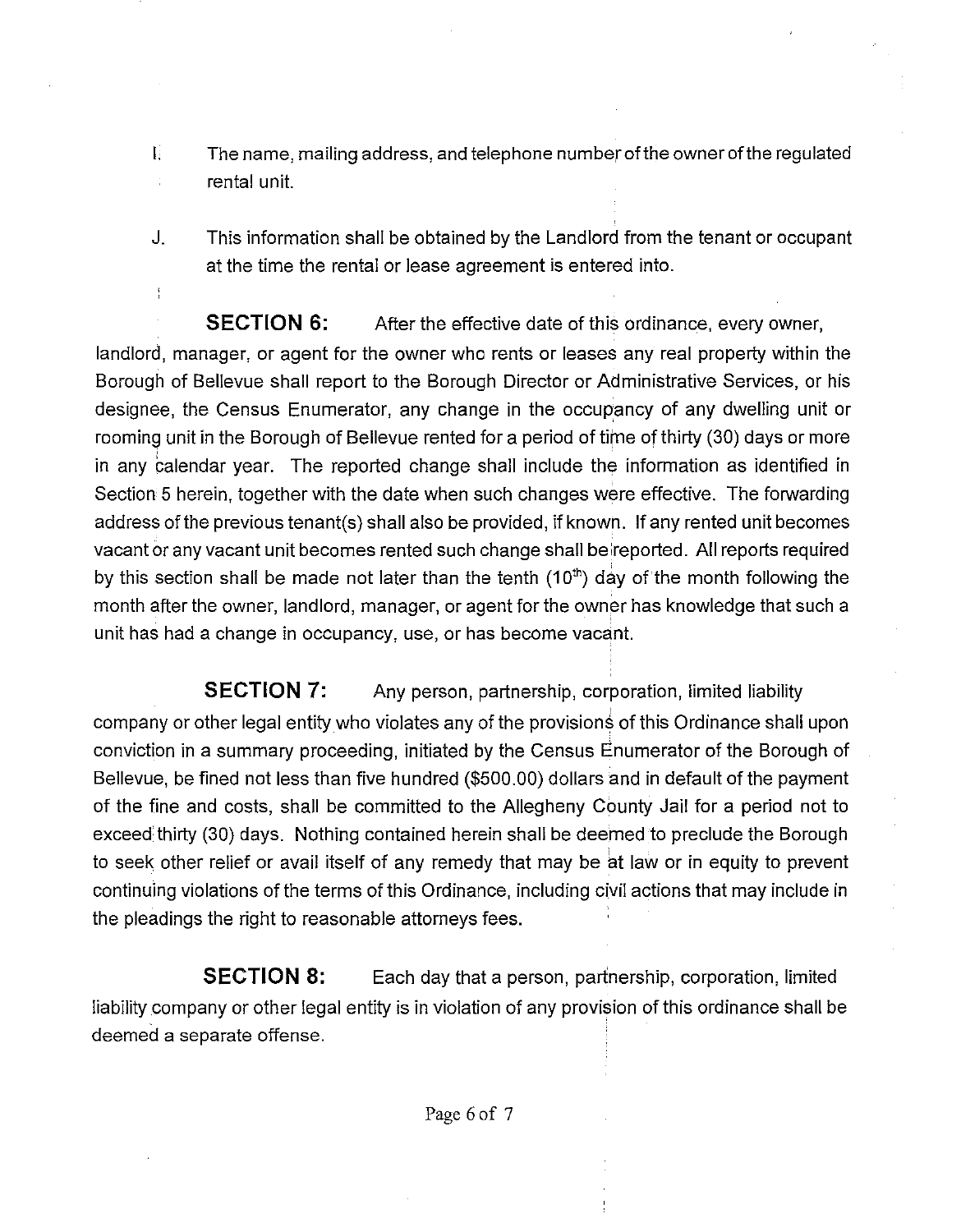I. The name, mailing address, and telephone number of the owner of the regulated rental unit.

J. This information shall be obtained by the Landlord from the tenant or occupant at the time the rental or lease agreement is entered into.

**SECTION 6:** After the effective date of this ordinance, every owner, landlord, manager, or agent for the owner who rents or leases any real property within the Borough of Bellevue shall report to the Borough Director or Administrative Services, or his designee, the Census Enumerator, any change in the occupancy of any dwelling unit or rooming unit in the Borough of Bellevue rented for a period of time of thirty (30) days or more in any calendar year. The reported change shall include the information as identified in Section 5 herein, together with the date when such changes were effective. The forwarding address of the previous tenant(s) shall also be provided, if known. If any rented unit becomes vacant or any vacant unit becomes rented such change shall be reported. All reports required by this section shall be made not later than the tenth (10th) day of the month following the month after the owner, landlord, manager, or agent for the owner has knowledge that such a unit has had a change in occupancy, use, or has become vacant.

**SECTION 7:** Any person, partnership, corporation, limited liability company or other legal entity who violates any of the provisions of this Ordinance shall upon conviction in a summary proceeding, initiated by the Census Enumerator of the Borough of Bellevue, be fined not less than five hundred ($500.00) dollars and in default of the payment of the fine and costs, shall be committed to the Allegheny County Jail for a period not to exceed thirty (30) days. Nothing contained herein shall be deemed to preclude the Borough to seek other relief or avail itself of any remedy that may be at law or in equity to prevent continuing violations of the terms of this Ordinance, including civil actions that may include in the pleadings the right to reasonable attorneys fees.

**SECTION 8:** Each day that a person, partnership, corporation, limited liability company or other legal entity is in violation of any provision of this ordinance shall be deemed a separate offense.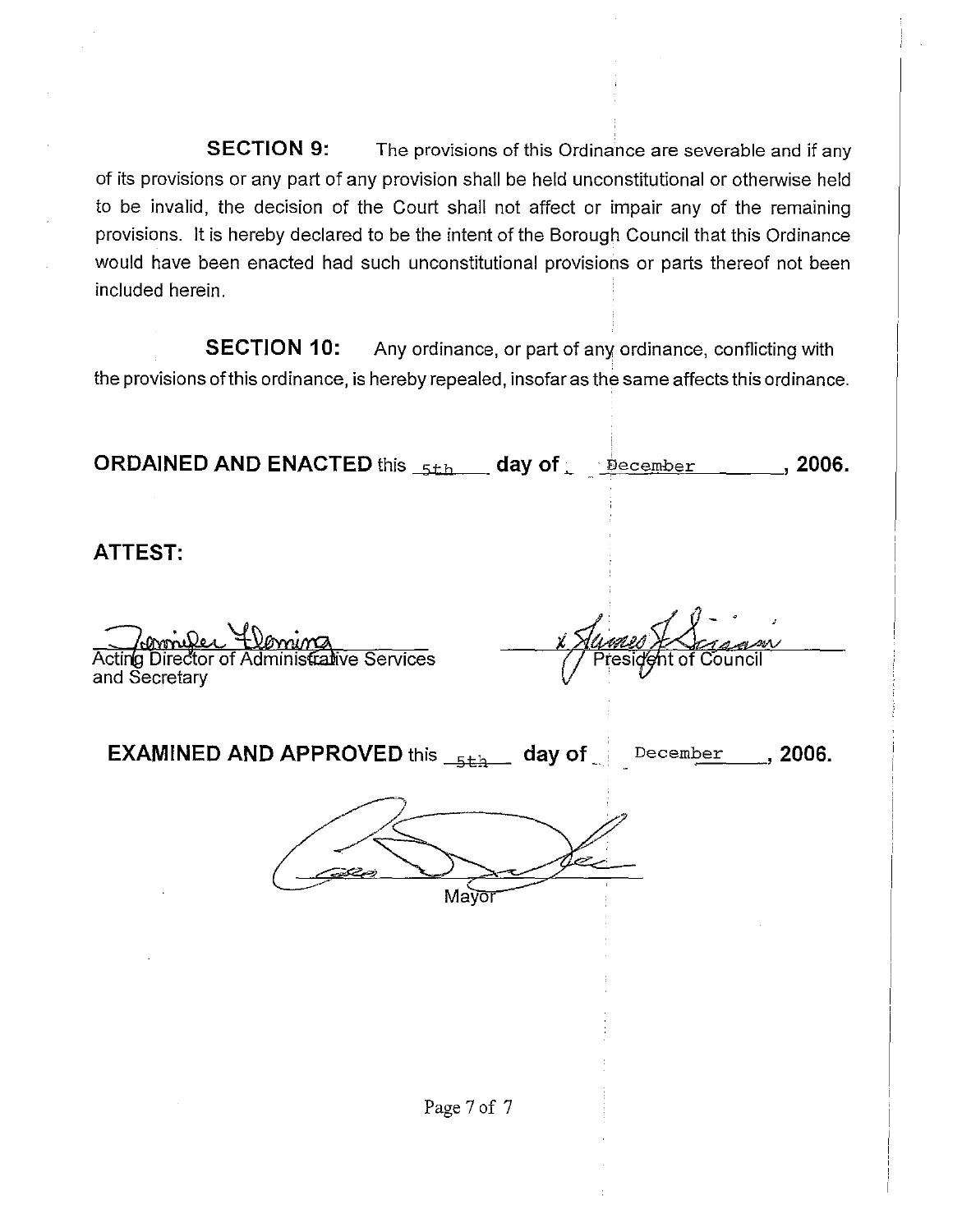**SECTION 9:** The provisions of this Ordinance are severable and if any of its provisions or any part of any provision shall be held unconstitutional or otherwise held to be invalid, the decision of the Court shall not affect or impair any of the remaining provisions. It is hereby declared to be the intent of the Borough Council that this Ordinance would have been enacted had such unconstitutional provisions or parts thereof not been included herein.

**SECTION 10:** Any ordinance, or part of any ordinance, conflicting with the provisions of this ordinance, is hereby repealed, insofar as the same affects this ordinance.

**ORDAINED AND ENACTED** this 5th day of December, 2006.

**ATTEST:**

Jennifer Fleming
Acting Director of Administrative Services and Secretary

James J. Sciarini
President of Council

**EXAMINED AND APPROVED** this 5th day of December, 2006.

Mayor